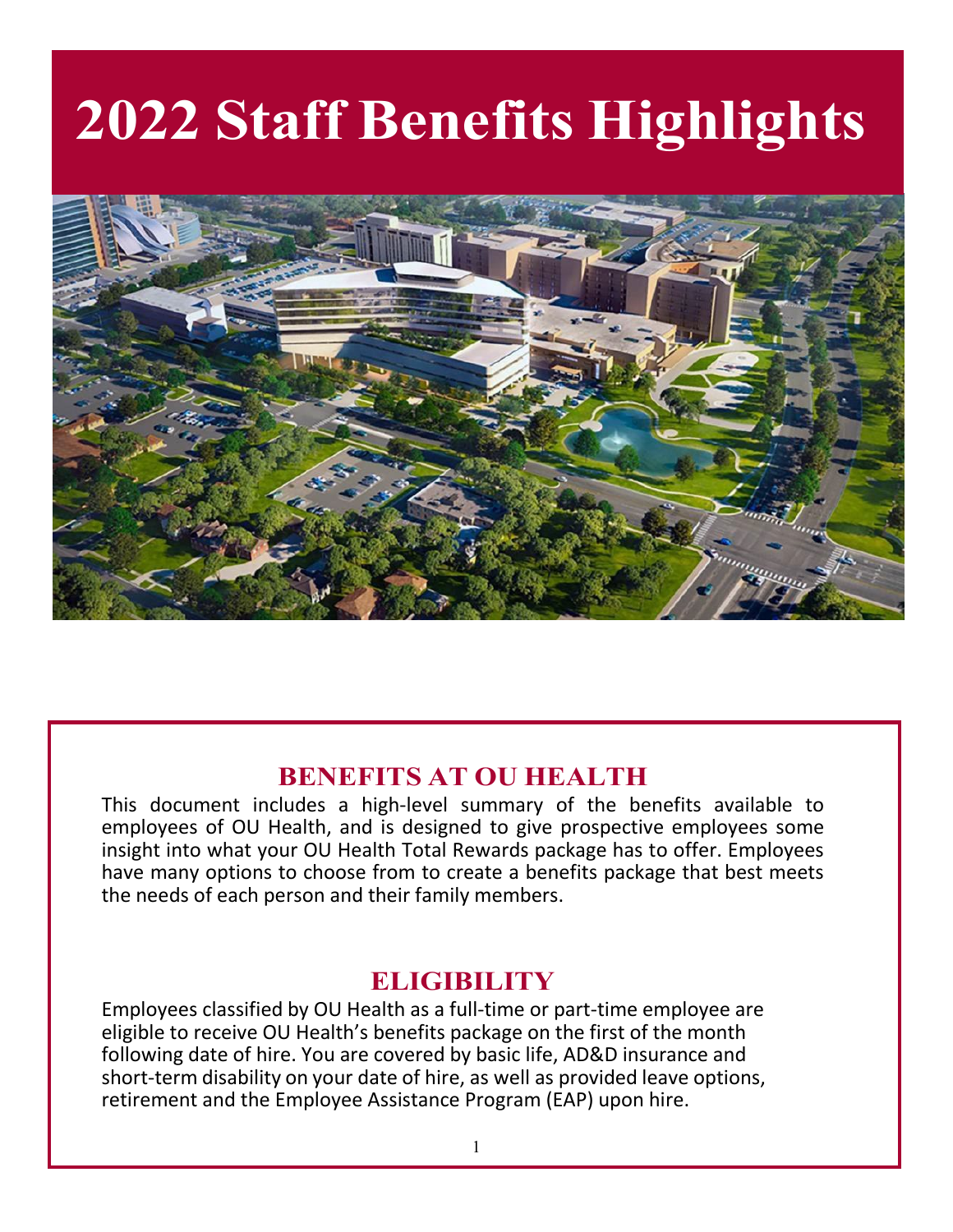# 2022 Staff Benefits Highlights

## BENEFITS AT OU HEALTH

This document includes a high-level summary of the benefits available to employees of OU Health, and is designed to give prospective employees some insight into what your OU Health Total Rewards package has to offer. Employees have many options to choose from to create a benefits package that best meets the needs of each person and their family members.

## ELIGIBILITY

Employees classified by OU Health as a full-time or part-time employee are eligible to receive OU Health's benefits package on the first of the month following date of hire. You are covered by basic life, AD&D insurance and short-term disability on your date of hire, as well as provided leave options, retirement and the Employee Assistance Program (EAP) upon hire.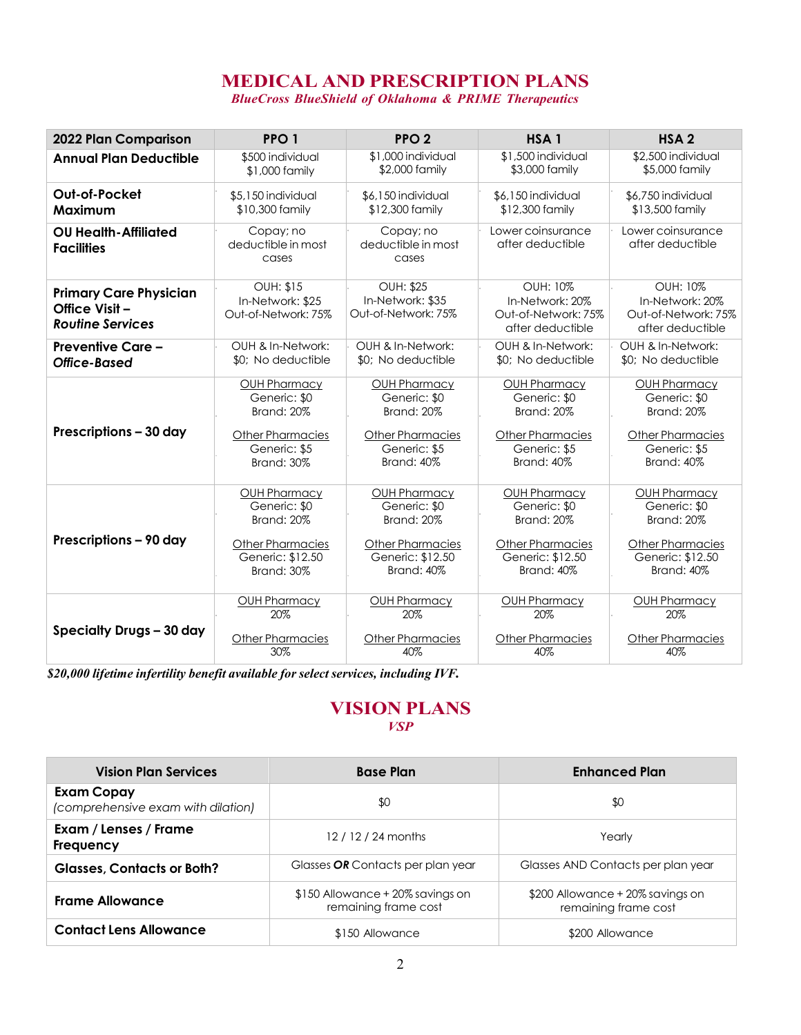# MEDICAL AND PRESCRIPTION PLANS

*BlueCross BlueShield of Oklahoma & PRIME Therapeutics*

| 2022 Plan Comparison | PPO 1 | PPO 2 | HSA 1 | HSA 2 |
|---|---|---|---|---|
| **Annual Plan Deductible** | $500 individual<br>$1,000 family | $1,000 individual<br>$2,000 family | $1,500 individual<br>$3,000 family | $2,500 individual<br>$5,000 family |
| **Out-of-Pocket Maximum** | $5,150 individual<br>$10,300 family | $6,150 individual<br>$12,300 family | $6,150 individual<br>$12,300 family | $6,750 individual<br>$13,500 family |
| **OU Health-Affiliated Facilities** | Copay; no deductible in most cases | Copay; no deductible in most cases | Lower coinsurance after deductible | Lower coinsurance after deductible |
| **Primary Care Physician Office Visit – *Routine Services*** | OUH: $15<br>In-Network: $25<br>Out-of-Network: 75% | OUH: $25<br>In-Network: $35<br>Out-of-Network: 75% | OUH: 10%<br>In-Network: 20%<br>Out-of-Network: 75% after deductible | OUH: 10%<br>In-Network: 20%<br>Out-of-Network: 75% after deductible |
| **Preventive Care – *Office-Based*** | OUH & In-Network: $0; No deductible | OUH & In-Network: $0; No deductible | OUH & In-Network: $0; No deductible | OUH & In-Network: $0; No deductible |
| **Prescriptions – 30 day** | <u>OUH Pharmacy</u><br>Generic: $0<br>Brand: 20%<br><br><u>Other Pharmacies</u><br>Generic: $5<br>Brand: 30% | <u>OUH Pharmacy</u><br>Generic: $0<br>Brand: 20%<br><br><u>Other Pharmacies</u><br>Generic: $5<br>Brand: 40% | <u>OUH Pharmacy</u><br>Generic: $0<br>Brand: 20%<br><br><u>Other Pharmacies</u><br>Generic: $5<br>Brand: 40% | <u>OUH Pharmacy</u><br>Generic: $0<br>Brand: 20%<br><br><u>Other Pharmacies</u><br>Generic: $5<br>Brand: 40% |
| **Prescriptions – 90 day** | <u>OUH Pharmacy</u><br>Generic: $0<br>Brand: 20%<br><br><u>Other Pharmacies</u><br>Generic: $12.50<br>Brand: 30% | <u>OUH Pharmacy</u><br>Generic: $0<br>Brand: 20%<br><br><u>Other Pharmacies</u><br>Generic: $12.50<br>Brand: 40% | <u>OUH Pharmacy</u><br>Generic: $0<br>Brand: 20%<br><br><u>Other Pharmacies</u><br>Generic: $12.50<br>Brand: 40% | <u>OUH Pharmacy</u><br>Generic: $0<br>Brand: 20%<br><br><u>Other Pharmacies</u><br>Generic: $12.50<br>Brand: 40% |
| **Specialty Drugs – 30 day** | <u>OUH Pharmacy</u><br>20%<br><br><u>Other Pharmacies</u><br>30% | <u>OUH Pharmacy</u><br>20%<br><br><u>Other Pharmacies</u><br>40% | <u>OUH Pharmacy</u><br>20%<br><br><u>Other Pharmacies</u><br>40% | <u>OUH Pharmacy</u><br>20%<br><br><u>Other Pharmacies</u><br>40% |

***$20,000 lifetime infertility benefit available for select services, including IVF.***

# VISION PLANS

*VSP*

| Vision Plan Services | Base Plan | Enhanced Plan |
|---|---|---|
| **Exam Copay** *(comprehensive exam with dilation)* | $0 | $0 |
| **Exam / Lenses / Frame Frequency** | 12 / 12 / 24 months | Yearly |
| **Glasses, Contacts or Both?** | Glasses ***OR*** Contacts per plan year | Glasses AND Contacts per plan year |
| **Frame Allowance** | $150 Allowance + 20% savings on remaining frame cost | $200 Allowance + 20% savings on remaining frame cost |
| **Contact Lens Allowance** | $150 Allowance | $200 Allowance |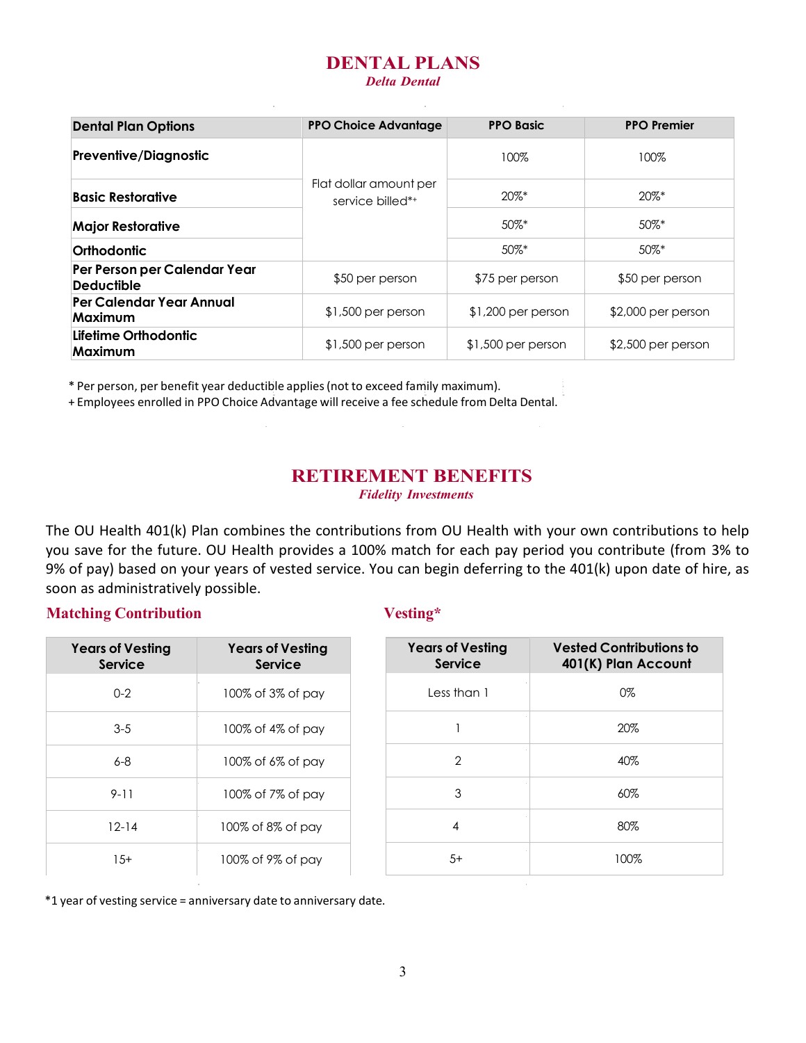# DENTAL PLANS

*Delta Dental*

| Dental Plan Options | PPO Choice Advantage | PPO Basic | PPO Premier |
|---|---|---|---|
| **Preventive/Diagnostic** | Flat dollar amount per service billed*+ | 100% | 100% |
| **Basic Restorative** | | 20%* | 20%* |
| **Major Restorative** | | 50%* | 50%* |
| **Orthodontic** | | 50%* | 50%* |
| **Per Person per Calendar Year Deductible** | $50 per person | $75 per person | $50 per person |
| **Per Calendar Year Annual Maximum** | $1,500 per person | $1,200 per person | $2,000 per person |
| **Lifetime Orthodontic Maximum** | $1,500 per person | $1,500 per person | $2,500 per person |

\* Per person, per benefit year deductible applies (not to exceed family maximum).

+ Employees enrolled in PPO Choice Advantage will receive a fee schedule from Delta Dental.

# RETIREMENT BENEFITS

*Fidelity Investments*

The OU Health 401(k) Plan combines the contributions from OU Health with your own contributions to help you save for the future. OU Health provides a 100% match for each pay period you contribute (from 3% to 9% of pay) based on your years of vested service. You can begin deferring to the 401(k) upon date of hire, as soon as administratively possible.

## Matching Contribution

| Years of Vesting Service | Years of Vesting Service |
|---|---|
| 0-2 | 100% of 3% of pay |
| 3-5 | 100% of 4% of pay |
| 6-8 | 100% of 6% of pay |
| 9-11 | 100% of 7% of pay |
| 12-14 | 100% of 8% of pay |
| 15+ | 100% of 9% of pay |

## Vesting*

| Years of Vesting Service | Vested Contributions to 401(K) Plan Account |
|---|---|
| Less than 1 | 0% |
| 1 | 20% |
| 2 | 40% |
| 3 | 60% |
| 4 | 80% |
| 5+ | 100% |

*1 year of vesting service = anniversary date to anniversary date.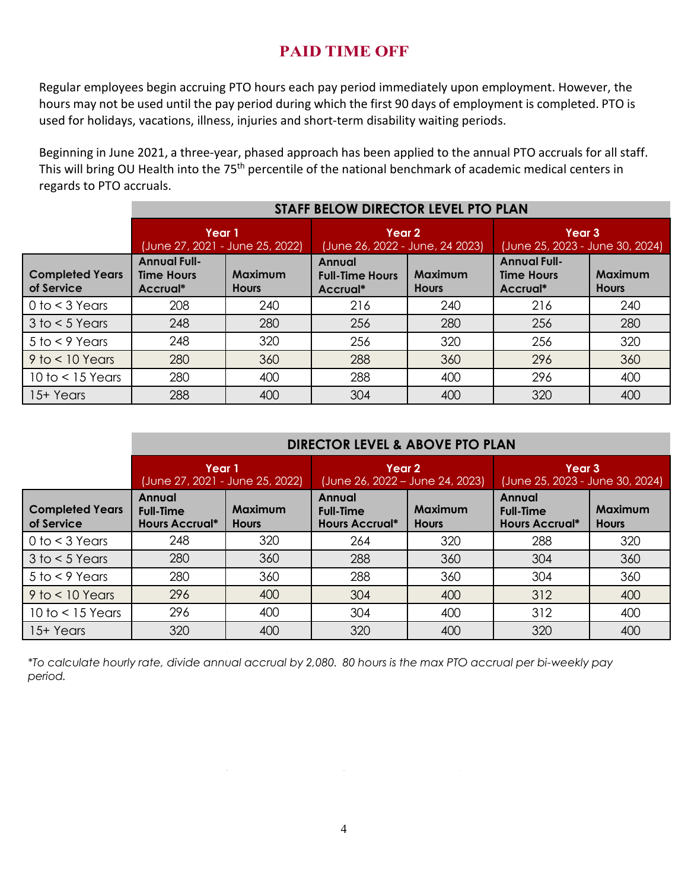# PAID TIME OFF

Regular employees begin accruing PTO hours each pay period immediately upon employment. However, the hours may not be used until the pay period during which the first 90 days of employment is completed. PTO is used for holidays, vacations, illness, injuries and short-term disability waiting periods.

Beginning in June 2021, a three-year, phased approach has been applied to the annual PTO accruals for all staff. This will bring OU Health into the 75th percentile of the national benchmark of academic medical centers in regards to PTO accruals.

| | STAFF BELOW DIRECTOR LEVEL PTO PLAN | | | | | |
|---|---|---|---|---|---|---|
| | Year 1 (June 27, 2021 - June 25, 2022) | | Year 2 (June 26, 2022 - June, 24 2023) | | Year 3 (June 25, 2023 - June 30, 2024) | |
| Completed Years of Service | Annual Full-Time Hours Accrual* | Maximum Hours | Annual Full-Time Hours Accrual* | Maximum Hours | Annual Full-Time Hours Accrual* | Maximum Hours |
| 0 to < 3 Years | 208 | 240 | 216 | 240 | 216 | 240 |
| 3 to < 5 Years | 248 | 280 | 256 | 280 | 256 | 280 |
| 5 to < 9 Years | 248 | 320 | 256 | 320 | 256 | 320 |
| 9 to < 10 Years | 280 | 360 | 288 | 360 | 296 | 360 |
| 10 to < 15 Years | 280 | 400 | 288 | 400 | 296 | 400 |
| 15+ Years | 288 | 400 | 304 | 400 | 320 | 400 |

| | DIRECTOR LEVEL & ABOVE PTO PLAN | | | | | |
|---|---|---|---|---|---|---|
| | Year 1 (June 27, 2021 - June 25, 2022) | | Year 2 (June 26, 2022 – June 24, 2023) | | Year 3 (June 25, 2023 - June 30, 2024) | |
| Completed Years of Service | Annual Full-Time Hours Accrual* | Maximum Hours | Annual Full-Time Hours Accrual* | Maximum Hours | Annual Full-Time Hours Accrual* | Maximum Hours |
| 0 to < 3 Years | 248 | 320 | 264 | 320 | 288 | 320 |
| 3 to < 5 Years | 280 | 360 | 288 | 360 | 304 | 360 |
| 5 to < 9 Years | 280 | 360 | 288 | 360 | 304 | 360 |
| 9 to < 10 Years | 296 | 400 | 304 | 400 | 312 | 400 |
| 10 to < 15 Years | 296 | 400 | 304 | 400 | 312 | 400 |
| 15+ Years | 320 | 400 | 320 | 400 | 320 | 400 |

*\*To calculate hourly rate, divide annual accrual by 2,080. 80 hours is the max PTO accrual per bi-weekly pay period.*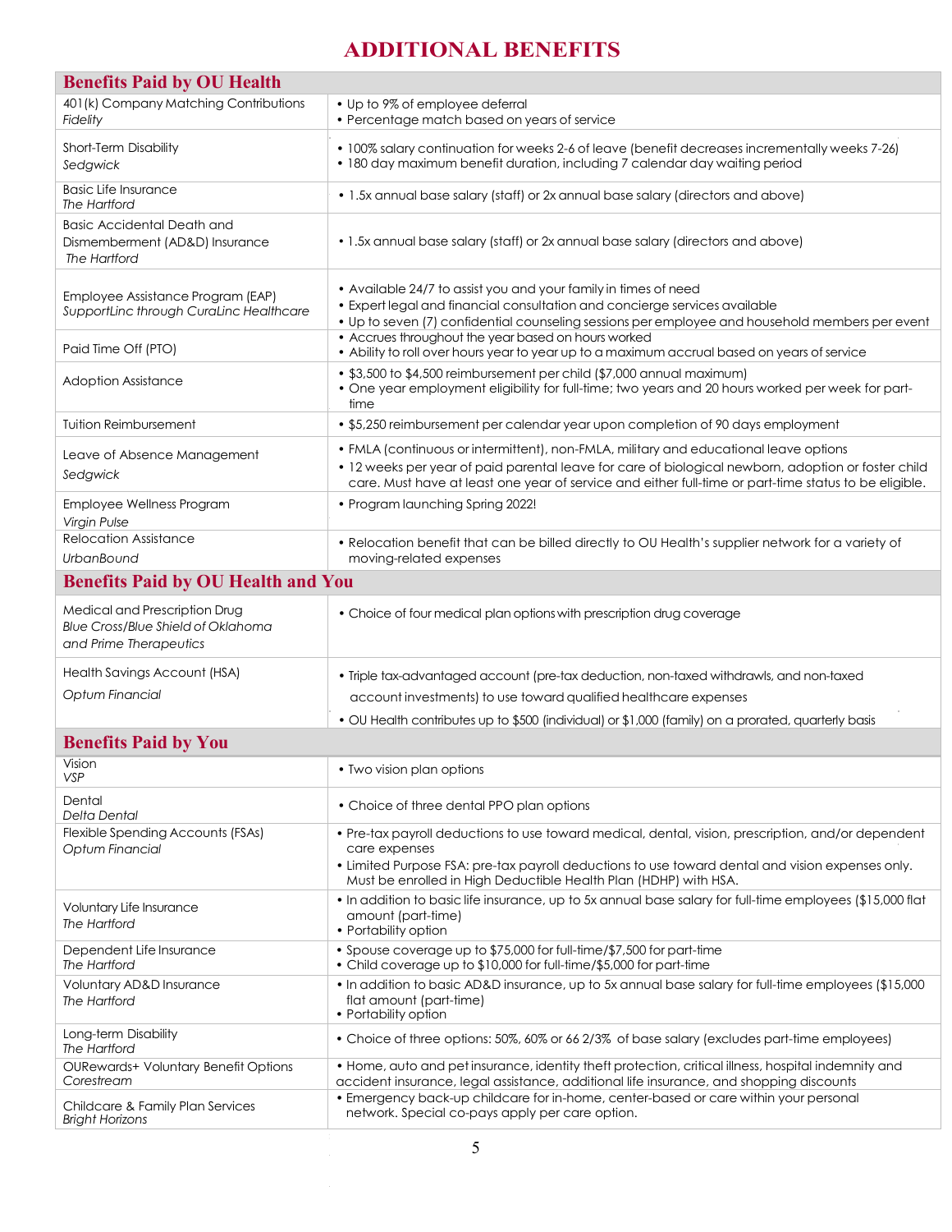# ADDITIONAL BENEFITS

| | |
|---|---|
| **Benefits Paid by OU Health** | |
| 401(k) Company Matching Contributions *Fidelity* | • Up to 9% of employee deferral<br>• Percentage match based on years of service |
| Short-Term Disability *Sedgwick* | • 100% salary continuation for weeks 2-6 of leave (benefit decreases incrementally weeks 7-26)<br>• 180 day maximum benefit duration, including 7 calendar day waiting period |
| Basic Life Insurance *The Hartford* | • 1.5x annual base salary (staff) or 2x annual base salary (directors and above) |
| Basic Accidental Death and Dismemberment (AD&D) Insurance *The Hartford* | • 1.5x annual base salary (staff) or 2x annual base salary (directors and above) |
| Employee Assistance Program (EAP) *SupportLinc through CuraLinc Healthcare* | • Available 24/7 to assist you and your family in times of need<br>• Expert legal and financial consultation and concierge services available<br>• Up to seven (7) confidential counseling sessions per employee and household members per event |
| Paid Time Off (PTO) | • Accrues throughout the year based on hours worked<br>• Ability to roll over hours year to year up to a maximum accrual based on years of service |
| Adoption Assistance | • $3,500 to $4,500 reimbursement per child ($7,000 annual maximum)<br>• One year employment eligibility for full-time; two years and 20 hours worked per week for part-time |
| Tuition Reimbursement | • $5,250 reimbursement per calendar year upon completion of 90 days employment |
| Leave of Absence Management *Sedgwick* | • FMLA (continuous or intermittent), non-FMLA, military and educational leave options<br>• 12 weeks per year of paid parental leave for care of biological newborn, adoption or foster child care. Must have at least one year of service and either full-time or part-time status to be eligible. |
| Employee Wellness Program *Virgin Pulse* | • Program launching Spring 2022! |
| Relocation Assistance *UrbanBound* | • Relocation benefit that can be billed directly to OU Health's supplier network for a variety of moving-related expenses |
| **Benefits Paid by OU Health and You** | |
| Medical and Prescription Drug *Blue Cross/Blue Shield of Oklahoma and Prime Therapeutics* | • Choice of four medical plan options with prescription drug coverage |
| Health Savings Account (HSA) *Optum Financial* | • Triple tax-advantaged account (pre-tax deduction, non-taxed withdrawls, and non-taxed account investments) to use toward qualified healthcare expenses<br>• OU Health contributes up to $500 (individual) or $1,000 (family) on a prorated, quarterly basis |
| **Benefits Paid by You** | |
| Vision *VSP* | • Two vision plan options |
| Dental *Delta Dental* | • Choice of three dental PPO plan options |
| Flexible Spending Accounts (FSAs) *Optum Financial* | • Pre-tax payroll deductions to use toward medical, dental, vision, prescription, and/or dependent care expenses<br>• Limited Purpose FSA: pre-tax payroll deductions to use toward dental and vision expenses only. Must be enrolled in High Deductible Health Plan (HDHP) with HSA. |
| Voluntary Life Insurance *The Hartford* | • In addition to basic life insurance, up to 5x annual base salary for full-time employees ($15,000 flat amount (part-time)<br>• Portability option |
| Dependent Life Insurance *The Hartford* | • Spouse coverage up to $75,000 for full-time/$7,500 for part-time<br>• Child coverage up to $10,000 for full-time/$5,000 for part-time |
| Voluntary AD&D Insurance *The Hartford* | • In addition to basic AD&D insurance, up to 5x annual base salary for full-time employees ($15,000 flat amount (part-time)<br>• Portability option |
| Long-term Disability *The Hartford* | • Choice of three options: 50%, 60% or 66 2/3% of base salary (excludes part-time employees) |
| OURewards+ Voluntary Benefit Options *Corestream* | • Home, auto and pet insurance, identity theft protection, critical illness, hospital indemnity and accident insurance, legal assistance, additional life insurance, and shopping discounts |
| Childcare & Family Plan Services *Bright Horizons* | • Emergency back-up childcare for in-home, center-based or care within your personal network. Special co-pays apply per care option. |